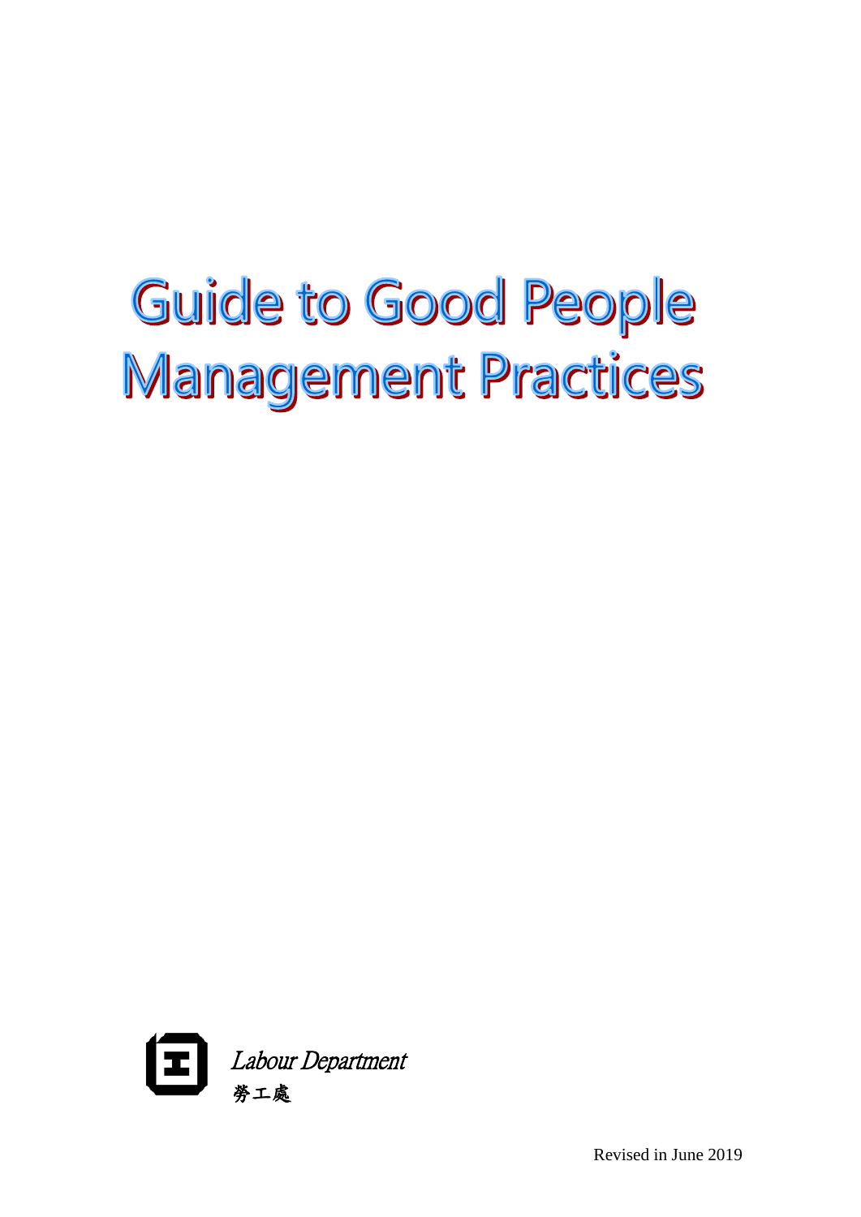# Guide to Good People Management Practices

*Labour Department*

勞工處

Revised in June 2019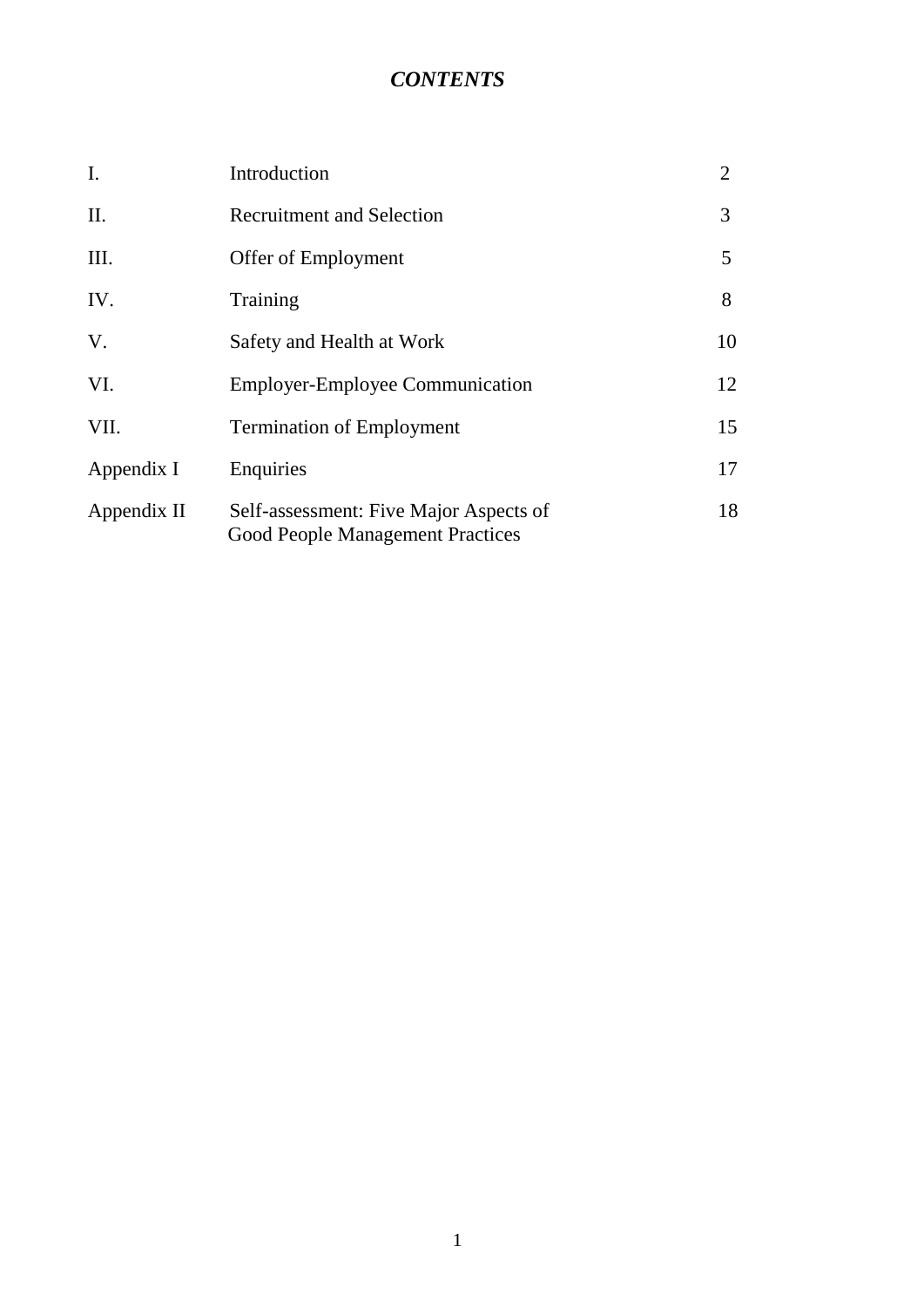# *CONTENTS*

| | | |
|---|---|---|
| I. | Introduction | 2 |
| II. | Recruitment and Selection | 3 |
| III. | Offer of Employment | 5 |
| IV. | Training | 8 |
| V. | Safety and Health at Work | 10 |
| VI. | Employer-Employee Communication | 12 |
| VII. | Termination of Employment | 15 |
| Appendix I | Enquiries | 17 |
| Appendix II | Self-assessment: Five Major Aspects of Good People Management Practices | 18 |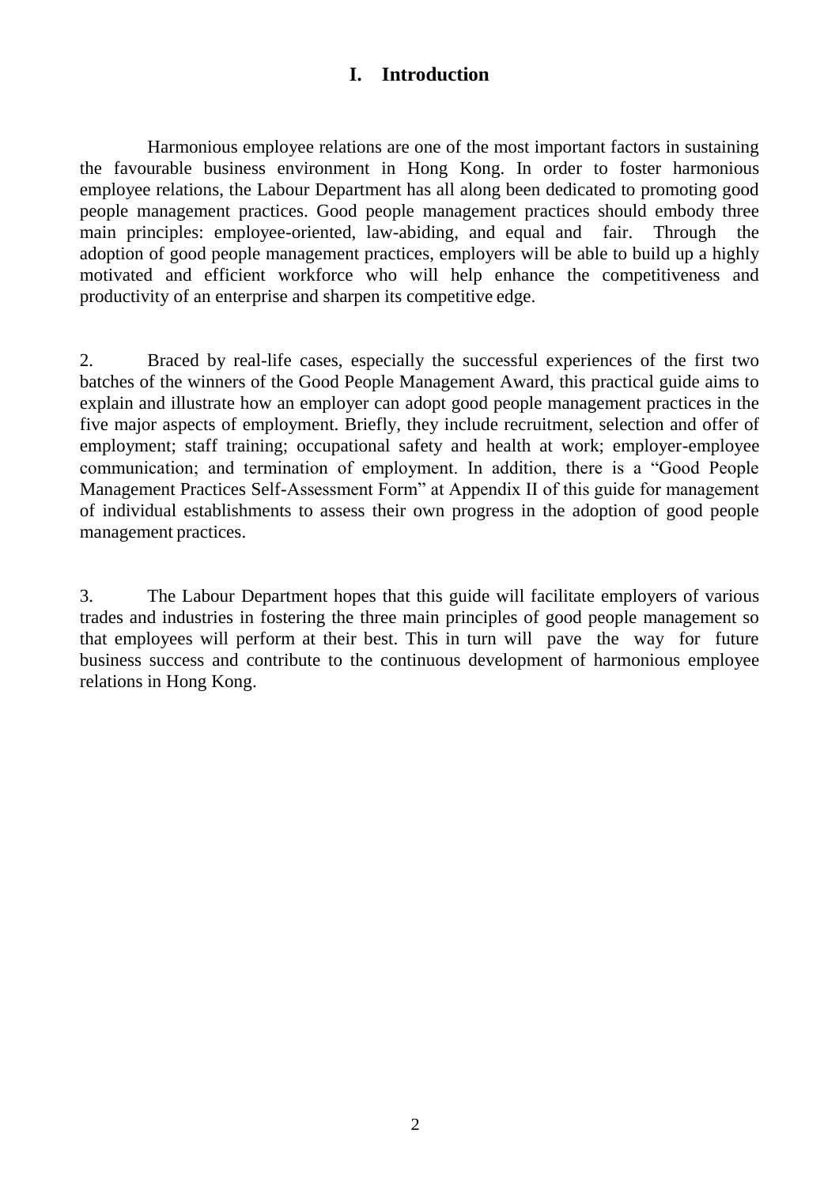## I. Introduction

Harmonious employee relations are one of the most important factors in sustaining the favourable business environment in Hong Kong. In order to foster harmonious employee relations, the Labour Department has all along been dedicated to promoting good people management practices. Good people management practices should embody three main principles: employee-oriented, law-abiding, and equal and fair. Through the adoption of good people management practices, employers will be able to build up a highly motivated and efficient workforce who will help enhance the competitiveness and productivity of an enterprise and sharpen its competitive edge.

2. Braced by real-life cases, especially the successful experiences of the first two batches of the winners of the Good People Management Award, this practical guide aims to explain and illustrate how an employer can adopt good people management practices in the five major aspects of employment. Briefly, they include recruitment, selection and offer of employment; staff training; occupational safety and health at work; employer-employee communication; and termination of employment. In addition, there is a "Good People Management Practices Self-Assessment Form" at Appendix II of this guide for management of individual establishments to assess their own progress in the adoption of good people management practices.

3. The Labour Department hopes that this guide will facilitate employers of various trades and industries in fostering the three main principles of good people management so that employees will perform at their best. This in turn will pave the way for future business success and contribute to the continuous development of harmonious employee relations in Hong Kong.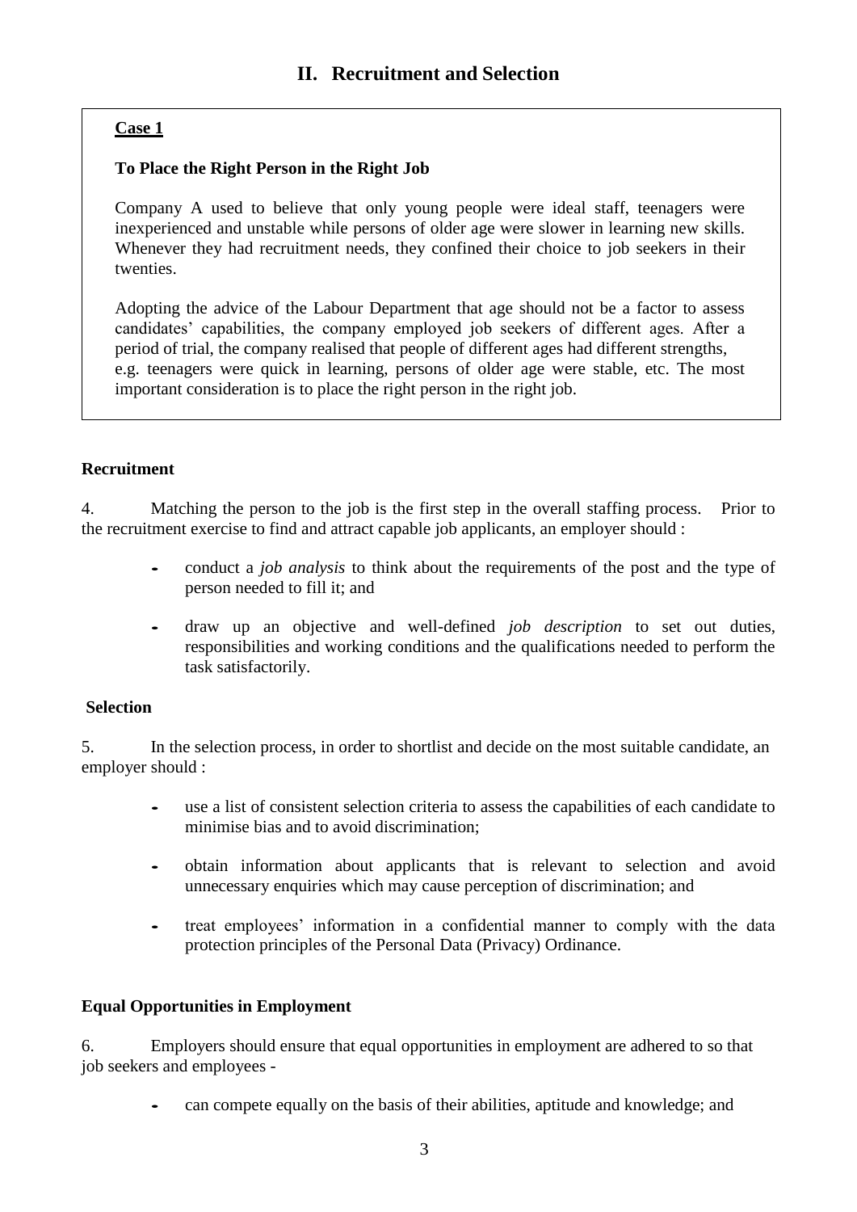## II. Recruitment and Selection

**Case 1**

**To Place the Right Person in the Right Job**

Company A used to believe that only young people were ideal staff, teenagers were inexperienced and unstable while persons of older age were slower in learning new skills. Whenever they had recruitment needs, they confined their choice to job seekers in their twenties.

Adopting the advice of the Labour Department that age should not be a factor to assess candidates' capabilities, the company employed job seekers of different ages. After a period of trial, the company realised that people of different ages had different strengths, e.g. teenagers were quick in learning, persons of older age were stable, etc. The most important consideration is to place the right person in the right job.

### Recruitment

4. Matching the person to the job is the first step in the overall staffing process. Prior to the recruitment exercise to find and attract capable job applicants, an employer should :

- conduct a *job analysis* to think about the requirements of the post and the type of person needed to fill it; and
- draw up an objective and well-defined *job description* to set out duties, responsibilities and working conditions and the qualifications needed to perform the task satisfactorily.

### Selection

5. In the selection process, in order to shortlist and decide on the most suitable candidate, an employer should :

- use a list of consistent selection criteria to assess the capabilities of each candidate to minimise bias and to avoid discrimination;
- obtain information about applicants that is relevant to selection and avoid unnecessary enquiries which may cause perception of discrimination; and
- treat employees' information in a confidential manner to comply with the data protection principles of the Personal Data (Privacy) Ordinance.

### Equal Opportunities in Employment

6. Employers should ensure that equal opportunities in employment are adhered to so that job seekers and employees -

- can compete equally on the basis of their abilities, aptitude and knowledge; and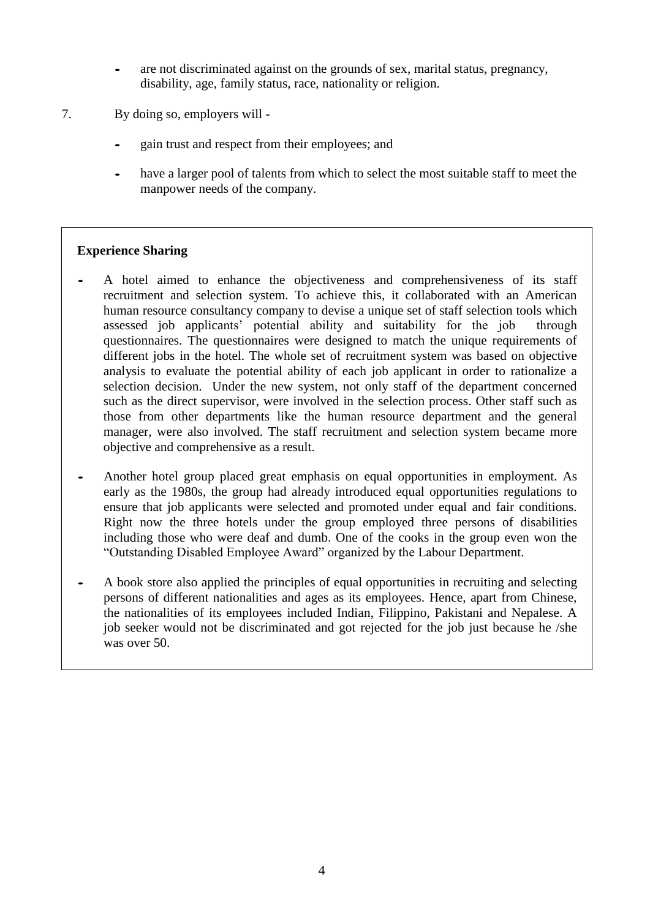- are not discriminated against on the grounds of sex, marital status, pregnancy, disability, age, family status, race, nationality or religion.

7. By doing so, employers will -

- gain trust and respect from their employees; and
- have a larger pool of talents from which to select the most suitable staff to meet the manpower needs of the company.

**Experience Sharing**

- A hotel aimed to enhance the objectiveness and comprehensiveness of its staff recruitment and selection system. To achieve this, it collaborated with an American human resource consultancy company to devise a unique set of staff selection tools which assessed job applicants' potential ability and suitability for the job through questionnaires. The questionnaires were designed to match the unique requirements of different jobs in the hotel. The whole set of recruitment system was based on objective analysis to evaluate the potential ability of each job applicant in order to rationalize a selection decision. Under the new system, not only staff of the department concerned such as the direct supervisor, were involved in the selection process. Other staff such as those from other departments like the human resource department and the general manager, were also involved. The staff recruitment and selection system became more objective and comprehensive as a result.
- Another hotel group placed great emphasis on equal opportunities in employment. As early as the 1980s, the group had already introduced equal opportunities regulations to ensure that job applicants were selected and promoted under equal and fair conditions. Right now the three hotels under the group employed three persons of disabilities including those who were deaf and dumb. One of the cooks in the group even won the "Outstanding Disabled Employee Award" organized by the Labour Department.
- A book store also applied the principles of equal opportunities in recruiting and selecting persons of different nationalities and ages as its employees. Hence, apart from Chinese, the nationalities of its employees included Indian, Filipino, Pakistani and Nepalese. A job seeker would not be discriminated and got rejected for the job just because he /she was over 50.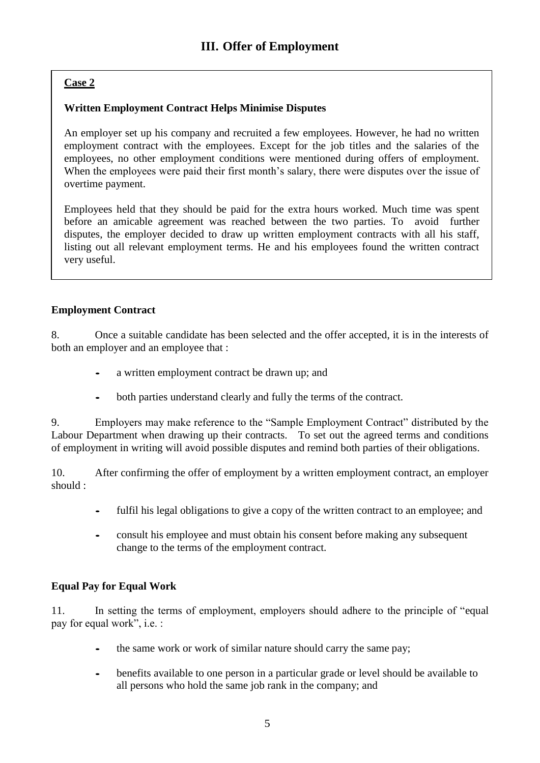## III. Offer of Employment

**Case 2**

**Written Employment Contract Helps Minimise Disputes**

An employer set up his company and recruited a few employees. However, he had no written employment contract with the employees. Except for the job titles and the salaries of the employees, no other employment conditions were mentioned during offers of employment. When the employees were paid their first month's salary, there were disputes over the issue of overtime payment.

Employees held that they should be paid for the extra hours worked. Much time was spent before an amicable agreement was reached between the two parties. To avoid further disputes, the employer decided to draw up written employment contracts with all his staff, listing out all relevant employment terms. He and his employees found the written contract very useful.

### Employment Contract

8. Once a suitable candidate has been selected and the offer accepted, it is in the interests of both an employer and an employee that :

- a written employment contract be drawn up; and
- both parties understand clearly and fully the terms of the contract.

9. Employers may make reference to the "Sample Employment Contract" distributed by the Labour Department when drawing up their contracts. To set out the agreed terms and conditions of employment in writing will avoid possible disputes and remind both parties of their obligations.

10. After confirming the offer of employment by a written employment contract, an employer should :

- fulfil his legal obligations to give a copy of the written contract to an employee; and
- consult his employee and must obtain his consent before making any subsequent change to the terms of the employment contract.

### Equal Pay for Equal Work

11. In setting the terms of employment, employers should adhere to the principle of "equal pay for equal work", i.e. :

- the same work or work of similar nature should carry the same pay;
- benefits available to one person in a particular grade or level should be available to all persons who hold the same job rank in the company; and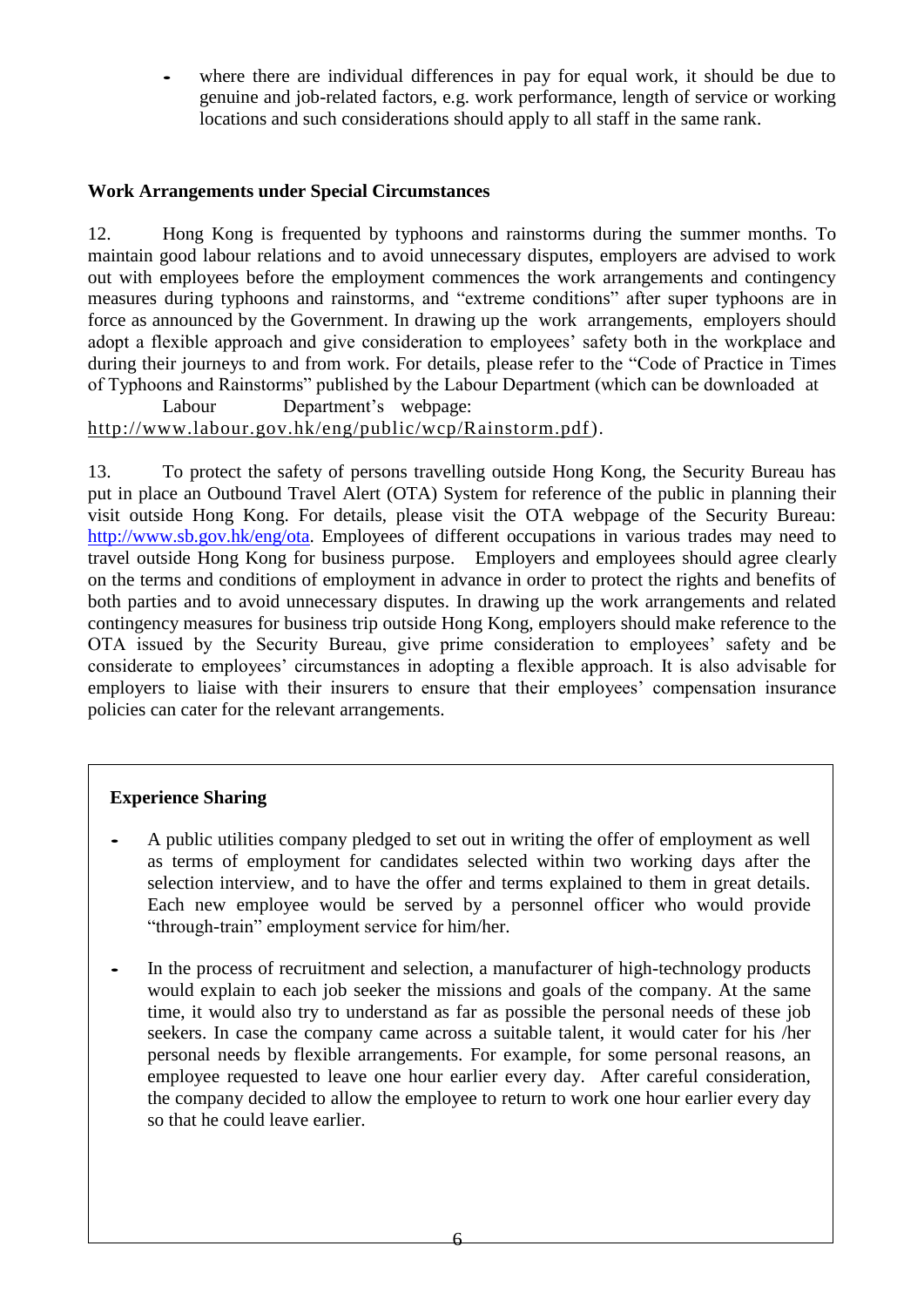- where there are individual differences in pay for equal work, it should be due to genuine and job-related factors, e.g. work performance, length of service or working locations and such considerations should apply to all staff in the same rank.

**Work Arrangements under Special Circumstances**

12. Hong Kong is frequented by typhoons and rainstorms during the summer months. To maintain good labour relations and to avoid unnecessary disputes, employers are advised to work out with employees before the employment commences the work arrangements and contingency measures during typhoons and rainstorms, and "extreme conditions" after super typhoons are in force as announced by the Government. In drawing up the work arrangements, employers should adopt a flexible approach and give consideration to employees' safety both in the workplace and during their journeys to and from work. For details, please refer to the "Code of Practice in Times of Typhoons and Rainstorms" published by the Labour Department (which can be downloaded at Labour Department's webpage: http://www.labour.gov.hk/eng/public/wcp/Rainstorm.pdf).

13. To protect the safety of persons travelling outside Hong Kong, the Security Bureau has put in place an Outbound Travel Alert (OTA) System for reference of the public in planning their visit outside Hong Kong. For details, please visit the OTA webpage of the Security Bureau: http://www.sb.gov.hk/eng/ota. Employees of different occupations in various trades may need to travel outside Hong Kong for business purpose. Employers and employees should agree clearly on the terms and conditions of employment in advance in order to protect the rights and benefits of both parties and to avoid unnecessary disputes. In drawing up the work arrangements and related contingency measures for business trip outside Hong Kong, employers should make reference to the OTA issued by the Security Bureau, give prime consideration to employees' safety and be considerate to employees' circumstances in adopting a flexible approach. It is also advisable for employers to liaise with their insurers to ensure that their employees' compensation insurance policies can cater for the relevant arrangements.

**Experience Sharing**

- A public utilities company pledged to set out in writing the offer of employment as well as terms of employment for candidates selected within two working days after the selection interview, and to have the offer and terms explained to them in great details. Each new employee would be served by a personnel officer who would provide "through-train" employment service for him/her.

- In the process of recruitment and selection, a manufacturer of high-technology products would explain to each job seeker the missions and goals of the company. At the same time, it would also try to understand as far as possible the personal needs of these job seekers. In case the company came across a suitable talent, it would cater for his /her personal needs by flexible arrangements. For example, for some personal reasons, an employee requested to leave one hour earlier every day. After careful consideration, the company decided to allow the employee to return to work one hour earlier every day so that he could leave earlier.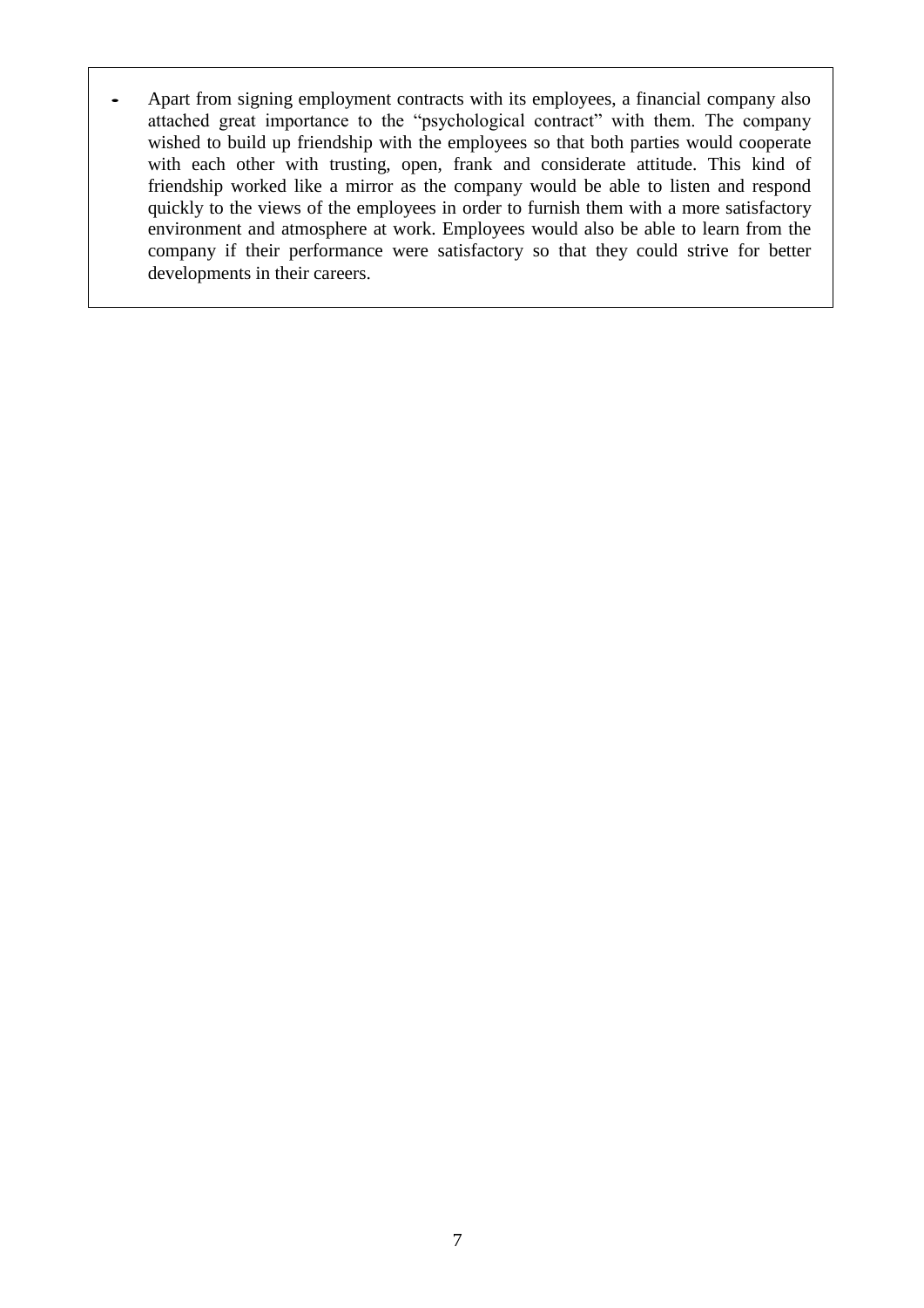- Apart from signing employment contracts with its employees, a financial company also attached great importance to the "psychological contract" with them. The company wished to build up friendship with the employees so that both parties would cooperate with each other with trusting, open, frank and considerate attitude. This kind of friendship worked like a mirror as the company would be able to listen and respond quickly to the views of the employees in order to furnish them with a more satisfactory environment and atmosphere at work. Employees would also be able to learn from the company if their performance were satisfactory so that they could strive for better developments in their careers.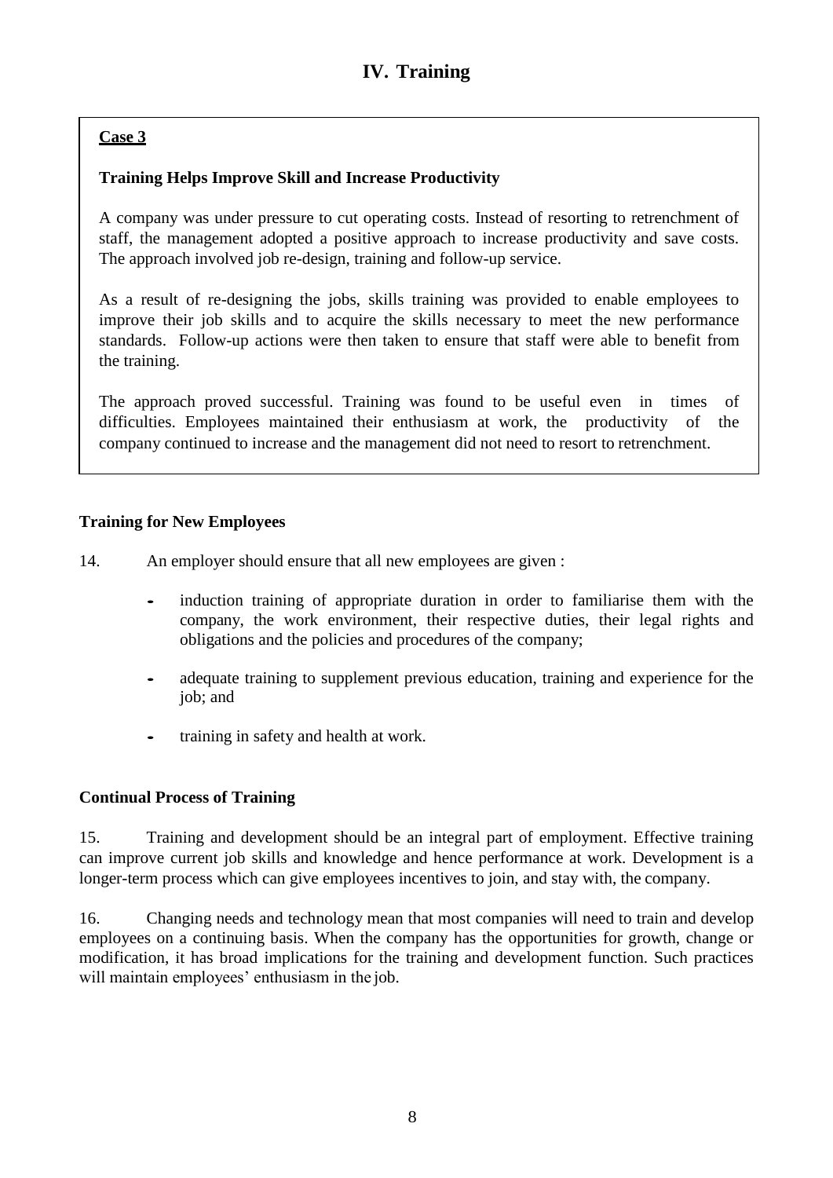## IV. Training

**Case 3**

**Training Helps Improve Skill and Increase Productivity**

A company was under pressure to cut operating costs. Instead of resorting to retrenchment of staff, the management adopted a positive approach to increase productivity and save costs. The approach involved job re-design, training and follow-up service.

As a result of re-designing the jobs, skills training was provided to enable employees to improve their job skills and to acquire the skills necessary to meet the new performance standards. Follow-up actions were then taken to ensure that staff were able to benefit from the training.

The approach proved successful. Training was found to be useful even in times of difficulties. Employees maintained their enthusiasm at work, the productivity of the company continued to increase and the management did not need to resort to retrenchment.

**Training for New Employees**

14. An employer should ensure that all new employees are given :

- induction training of appropriate duration in order to familiarise them with the company, the work environment, their respective duties, their legal rights and obligations and the policies and procedures of the company;
- adequate training to supplement previous education, training and experience for the job; and
- training in safety and health at work.

**Continual Process of Training**

15. Training and development should be an integral part of employment. Effective training can improve current job skills and knowledge and hence performance at work. Development is a longer-term process which can give employees incentives to join, and stay with, the company.

16. Changing needs and technology mean that most companies will need to train and develop employees on a continuing basis. When the company has the opportunities for growth, change or modification, it has broad implications for the training and development function. Such practices will maintain employees' enthusiasm in the job.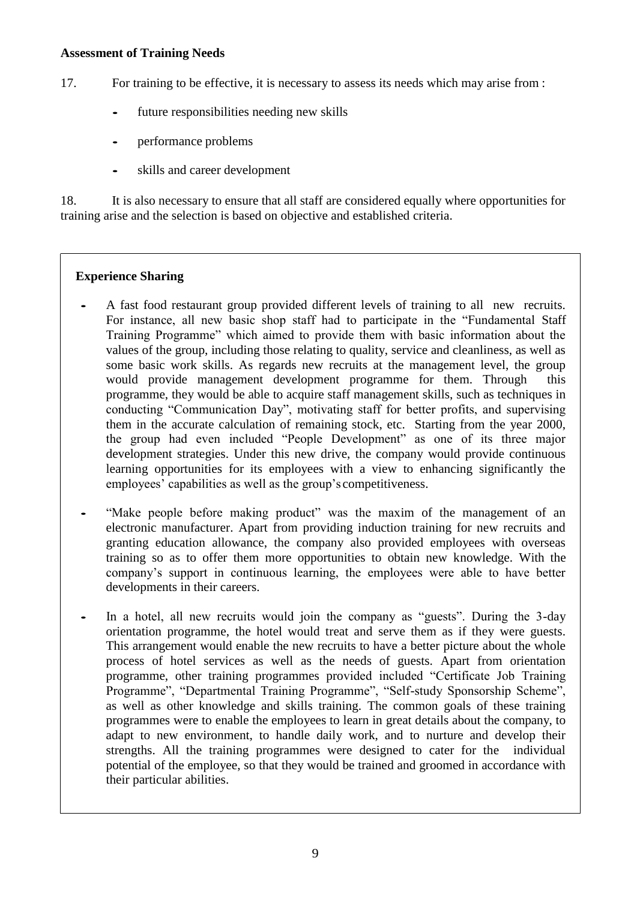**Assessment of Training Needs**

17. For training to be effective, it is necessary to assess its needs which may arise from :

- future responsibilities needing new skills
- performance problems
- skills and career development

18. It is also necessary to ensure that all staff are considered equally where opportunities for training arise and the selection is based on objective and established criteria.

**Experience Sharing**

- A fast food restaurant group provided different levels of training to all new recruits. For instance, all new basic shop staff had to participate in the "Fundamental Staff Training Programme" which aimed to provide them with basic information about the values of the group, including those relating to quality, service and cleanliness, as well as some basic work skills. As regards new recruits at the management level, the group would provide management development programme for them. Through this programme, they would be able to acquire staff management skills, such as techniques in conducting "Communication Day", motivating staff for better profits, and supervising them in the accurate calculation of remaining stock, etc. Starting from the year 2000, the group had even included "People Development" as one of its three major development strategies. Under this new drive, the company would provide continuous learning opportunities for its employees with a view to enhancing significantly the employees' capabilities as well as the group's competitiveness.

- "Make people before making product" was the maxim of the management of an electronic manufacturer. Apart from providing induction training for new recruits and granting education allowance, the company also provided employees with overseas training so as to offer them more opportunities to obtain new knowledge. With the company's support in continuous learning, the employees were able to have better developments in their careers.

- In a hotel, all new recruits would join the company as "guests". During the 3-day orientation programme, the hotel would treat and serve them as if they were guests. This arrangement would enable the new recruits to have a better picture about the whole process of hotel services as well as the needs of guests. Apart from orientation programme, other training programmes provided included "Certificate Job Training Programme", "Departmental Training Programme", "Self-study Sponsorship Scheme", as well as other knowledge and skills training. The common goals of these training programmes were to enable the employees to learn in great details about the company, to adapt to new environment, to handle daily work, and to nurture and develop their strengths. All the training programmes were designed to cater for the individual potential of the employee, so that they would be trained and groomed in accordance with their particular abilities.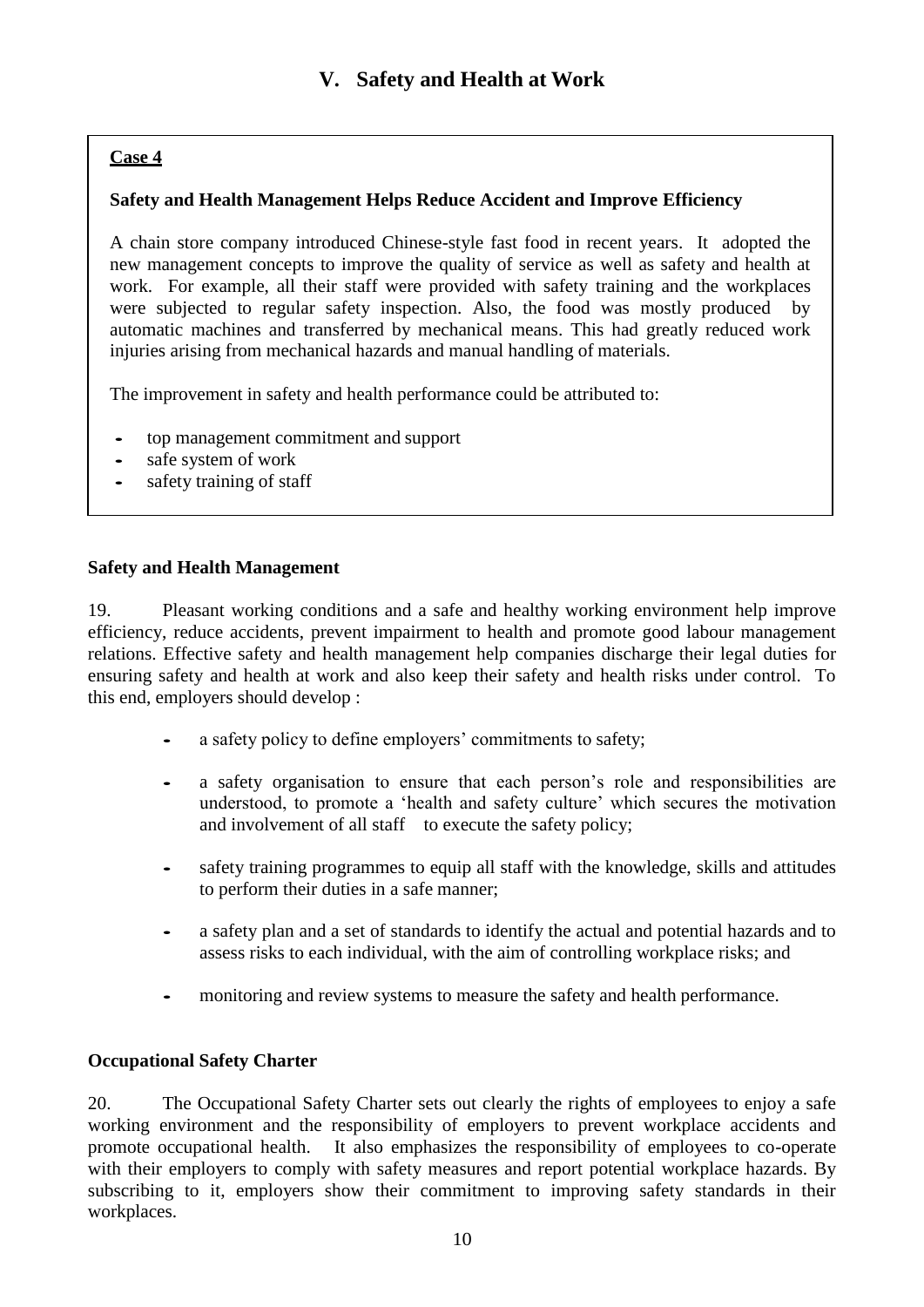# V. Safety and Health at Work

**Case 4**

**Safety and Health Management Helps Reduce Accident and Improve Efficiency**

A chain store company introduced Chinese-style fast food in recent years. It adopted the new management concepts to improve the quality of service as well as safety and health at work. For example, all their staff were provided with safety training and the workplaces were subjected to regular safety inspection. Also, the food was mostly produced by automatic machines and transferred by mechanical means. This had greatly reduced work injuries arising from mechanical hazards and manual handling of materials.

The improvement in safety and health performance could be attributed to:

- top management commitment and support
- safe system of work
- safety training of staff

## Safety and Health Management

19. Pleasant working conditions and a safe and healthy working environment help improve efficiency, reduce accidents, prevent impairment to health and promote good labour management relations. Effective safety and health management help companies discharge their legal duties for ensuring safety and health at work and also keep their safety and health risks under control. To this end, employers should develop :

- a safety policy to define employers' commitments to safety;
- a safety organisation to ensure that each person's role and responsibilities are understood, to promote a 'health and safety culture' which secures the motivation and involvement of all staff to execute the safety policy;
- safety training programmes to equip all staff with the knowledge, skills and attitudes to perform their duties in a safe manner;
- a safety plan and a set of standards to identify the actual and potential hazards and to assess risks to each individual, with the aim of controlling workplace risks; and
- monitoring and review systems to measure the safety and health performance.

## Occupational Safety Charter

20. The Occupational Safety Charter sets out clearly the rights of employees to enjoy a safe working environment and the responsibility of employers to prevent workplace accidents and promote occupational health. It also emphasizes the responsibility of employees to co-operate with their employers to comply with safety measures and report potential workplace hazards. By subscribing to it, employers show their commitment to improving safety standards in their workplaces.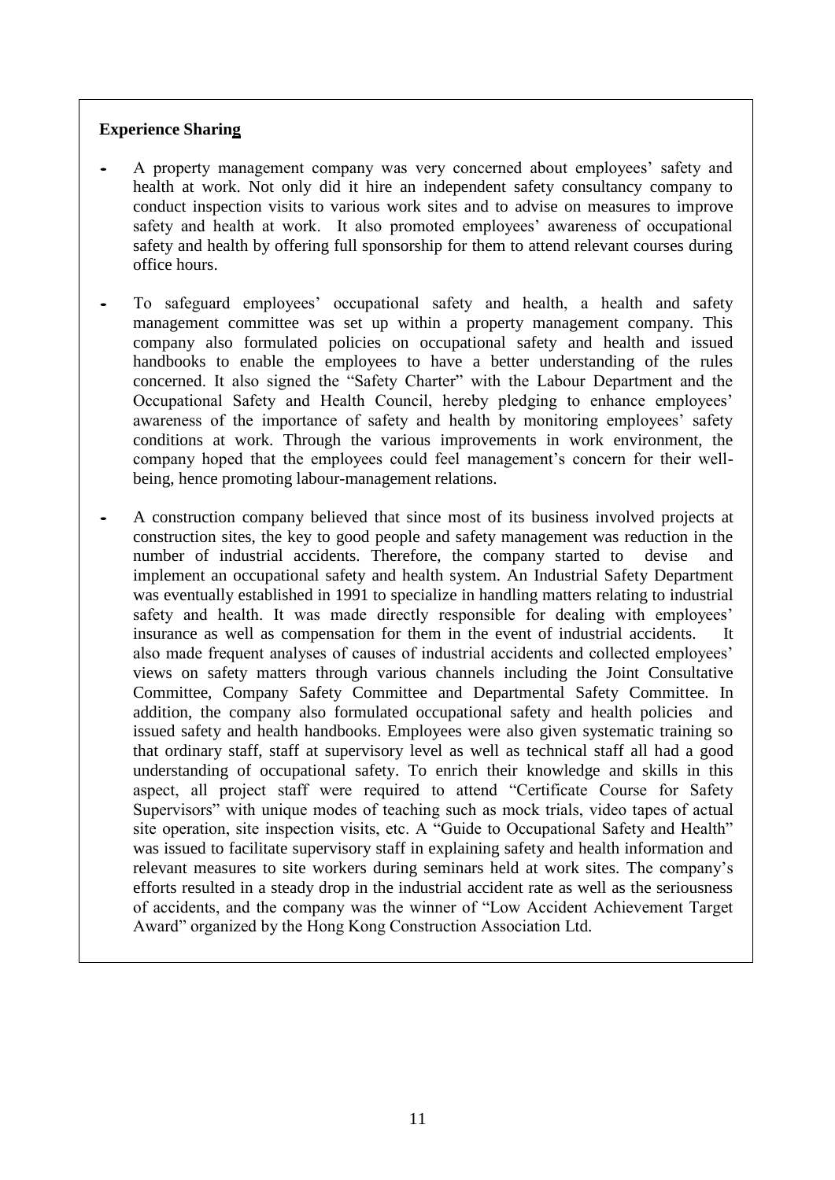**Experience Sharing**

- A property management company was very concerned about employees' safety and health at work. Not only did it hire an independent safety consultancy company to conduct inspection visits to various work sites and to advise on measures to improve safety and health at work. It also promoted employees' awareness of occupational safety and health by offering full sponsorship for them to attend relevant courses during office hours.

- To safeguard employees' occupational safety and health, a health and safety management committee was set up within a property management company. This company also formulated policies on occupational safety and health and issued handbooks to enable the employees to have a better understanding of the rules concerned. It also signed the "Safety Charter" with the Labour Department and the Occupational Safety and Health Council, hereby pledging to enhance employees' awareness of the importance of safety and health by monitoring employees' safety conditions at work. Through the various improvements in work environment, the company hoped that the employees could feel management's concern for their well-being, hence promoting labour-management relations.

- A construction company believed that since most of its business involved projects at construction sites, the key to good people and safety management was reduction in the number of industrial accidents. Therefore, the company started to devise and implement an occupational safety and health system. An Industrial Safety Department was eventually established in 1991 to specialize in handling matters relating to industrial safety and health. It was made directly responsible for dealing with employees' insurance as well as compensation for them in the event of industrial accidents. It also made frequent analyses of causes of industrial accidents and collected employees' views on safety matters through various channels including the Joint Consultative Committee, Company Safety Committee and Departmental Safety Committee. In addition, the company also formulated occupational safety and health policies and issued safety and health handbooks. Employees were also given systematic training so that ordinary staff, staff at supervisory level as well as technical staff all had a good understanding of occupational safety. To enrich their knowledge and skills in this aspect, all project staff were required to attend "Certificate Course for Safety Supervisors" with unique modes of teaching such as mock trials, video tapes of actual site operation, site inspection visits, etc. A "Guide to Occupational Safety and Health" was issued to facilitate supervisory staff in explaining safety and health information and relevant measures to site workers during seminars held at work sites. The company's efforts resulted in a steady drop in the industrial accident rate as well as the seriousness of accidents, and the company was the winner of "Low Accident Achievement Target Award" organized by the Hong Kong Construction Association Ltd.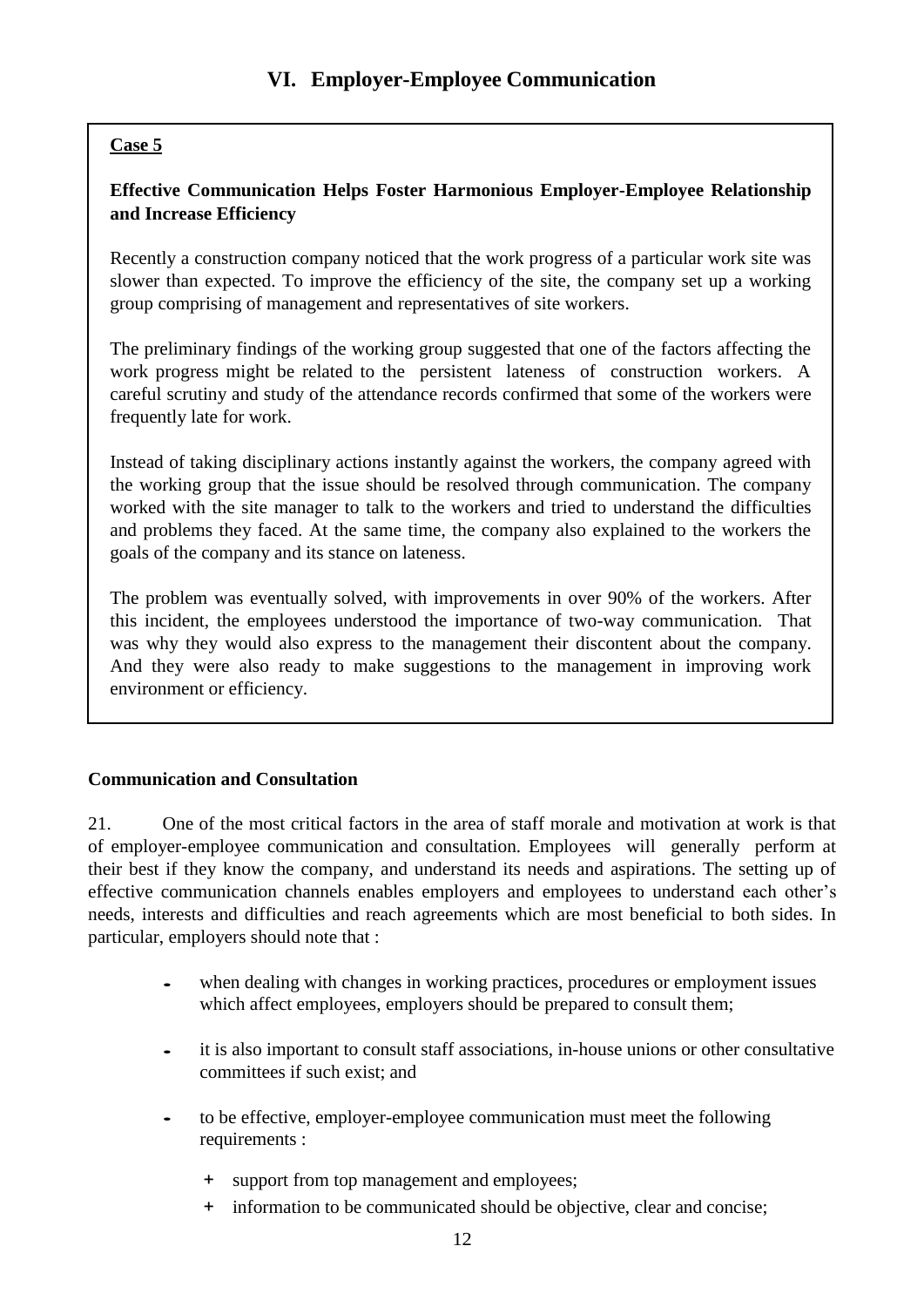## VI. Employer-Employee Communication

**Case 5**

**Effective Communication Helps Foster Harmonious Employer-Employee Relationship and Increase Efficiency**

Recently a construction company noticed that the work progress of a particular work site was slower than expected. To improve the efficiency of the site, the company set up a working group comprising of management and representatives of site workers.

The preliminary findings of the working group suggested that one of the factors affecting the work progress might be related to the persistent lateness of construction workers. A careful scrutiny and study of the attendance records confirmed that some of the workers were frequently late for work.

Instead of taking disciplinary actions instantly against the workers, the company agreed with the working group that the issue should be resolved through communication. The company worked with the site manager to talk to the workers and tried to understand the difficulties and problems they faced. At the same time, the company also explained to the workers the goals of the company and its stance on lateness.

The problem was eventually solved, with improvements in over 90% of the workers. After this incident, the employees understood the importance of two-way communication. That was why they would also express to the management their discontent about the company. And they were also ready to make suggestions to the management in improving work environment or efficiency.

**Communication and Consultation**

21. One of the most critical factors in the area of staff morale and motivation at work is that of employer-employee communication and consultation. Employees will generally perform at their best if they know the company, and understand its needs and aspirations. The setting up of effective communication channels enables employers and employees to understand each other's needs, interests and difficulties and reach agreements which are most beneficial to both sides. In particular, employers should note that :

- when dealing with changes in working practices, procedures or employment issues which affect employees, employers should be prepared to consult them;
- it is also important to consult staff associations, in-house unions or other consultative committees if such exist; and
- to be effective, employer-employee communication must meet the following requirements :
  - support from top management and employees;
  - information to be communicated should be objective, clear and concise;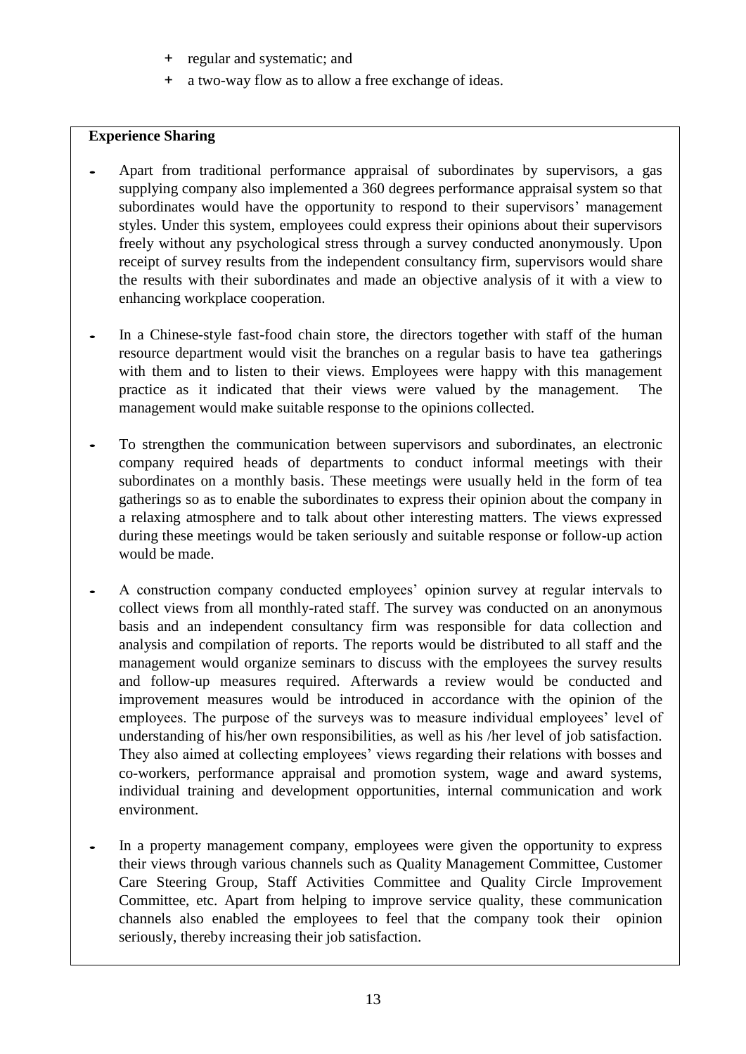- regular and systematic; and
- a two-way flow as to allow a free exchange of ideas.

**Experience Sharing**

- Apart from traditional performance appraisal of subordinates by supervisors, a gas supplying company also implemented a 360 degrees performance appraisal system so that subordinates would have the opportunity to respond to their supervisors' management styles. Under this system, employees could express their opinions about their supervisors freely without any psychological stress through a survey conducted anonymously. Upon receipt of survey results from the independent consultancy firm, supervisors would share the results with their subordinates and made an objective analysis of it with a view to enhancing workplace cooperation.

- In a Chinese-style fast-food chain store, the directors together with staff of the human resource department would visit the branches on a regular basis to have tea gatherings with them and to listen to their views. Employees were happy with this management practice as it indicated that their views were valued by the management. The management would make suitable response to the opinions collected.

- To strengthen the communication between supervisors and subordinates, an electronic company required heads of departments to conduct informal meetings with their subordinates on a monthly basis. These meetings were usually held in the form of tea gatherings so as to enable the subordinates to express their opinion about the company in a relaxing atmosphere and to talk about other interesting matters. The views expressed during these meetings would be taken seriously and suitable response or follow-up action would be made.

- A construction company conducted employees' opinion survey at regular intervals to collect views from all monthly-rated staff. The survey was conducted on an anonymous basis and an independent consultancy firm was responsible for data collection and analysis and compilation of reports. The reports would be distributed to all staff and the management would organize seminars to discuss with the employees the survey results and follow-up measures required. Afterwards a review would be conducted and improvement measures would be introduced in accordance with the opinion of the employees. The purpose of the surveys was to measure individual employees' level of understanding of his/her own responsibilities, as well as his /her level of job satisfaction. They also aimed at collecting employees' views regarding their relations with bosses and co-workers, performance appraisal and promotion system, wage and award systems, individual training and development opportunities, internal communication and work environment.

- In a property management company, employees were given the opportunity to express their views through various channels such as Quality Management Committee, Customer Care Steering Group, Staff Activities Committee and Quality Circle Improvement Committee, etc. Apart from helping to improve service quality, these communication channels also enabled the employees to feel that the company took their opinion seriously, thereby increasing their job satisfaction.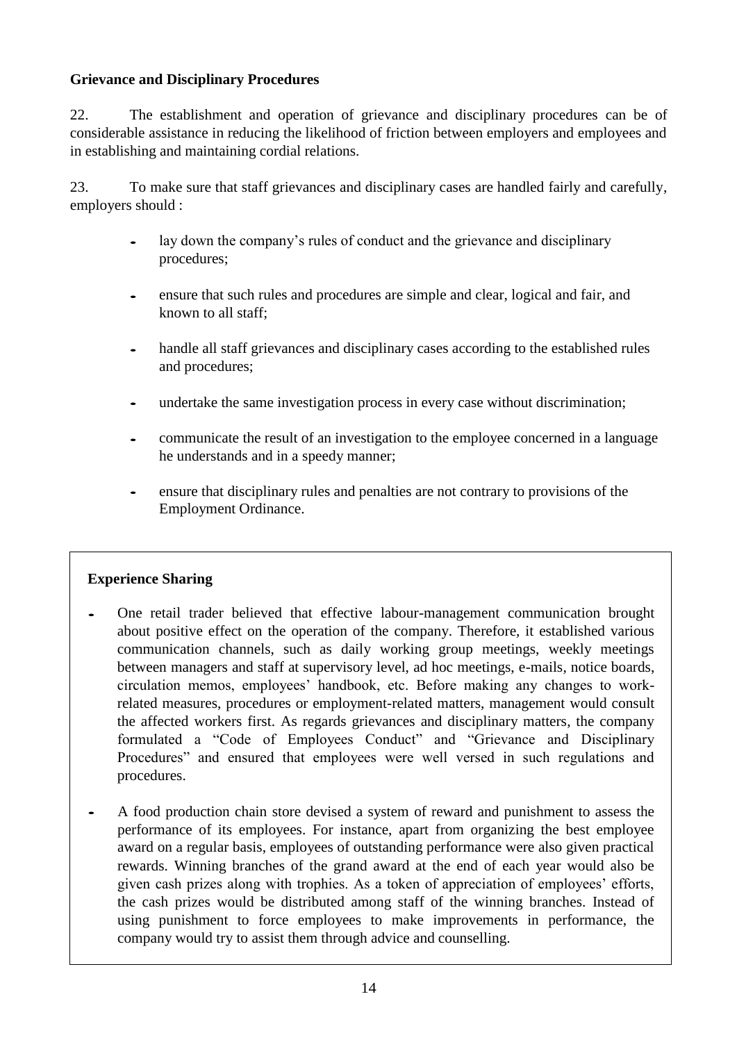**Grievance and Disciplinary Procedures**

22. The establishment and operation of grievance and disciplinary procedures can be of considerable assistance in reducing the likelihood of friction between employers and employees and in establishing and maintaining cordial relations.

23. To make sure that staff grievances and disciplinary cases are handled fairly and carefully, employers should :

- lay down the company's rules of conduct and the grievance and disciplinary procedures;
- ensure that such rules and procedures are simple and clear, logical and fair, and known to all staff;
- handle all staff grievances and disciplinary cases according to the established rules and procedures;
- undertake the same investigation process in every case without discrimination;
- communicate the result of an investigation to the employee concerned in a language he understands and in a speedy manner;
- ensure that disciplinary rules and penalties are not contrary to provisions of the Employment Ordinance.

**Experience Sharing**

- One retail trader believed that effective labour-management communication brought about positive effect on the operation of the company. Therefore, it established various communication channels, such as daily working group meetings, weekly meetings between managers and staff at supervisory level, ad hoc meetings, e-mails, notice boards, circulation memos, employees' handbook, etc. Before making any changes to work-related measures, procedures or employment-related matters, management would consult the affected workers first. As regards grievances and disciplinary matters, the company formulated a "Code of Employees Conduct" and "Grievance and Disciplinary Procedures" and ensured that employees were well versed in such regulations and procedures.
- A food production chain store devised a system of reward and punishment to assess the performance of its employees. For instance, apart from organizing the best employee award on a regular basis, employees of outstanding performance were also given practical rewards. Winning branches of the grand award at the end of each year would also be given cash prizes along with trophies. As a token of appreciation of employees' efforts, the cash prizes would be distributed among staff of the winning branches. Instead of using punishment to force employees to make improvements in performance, the company would try to assist them through advice and counselling.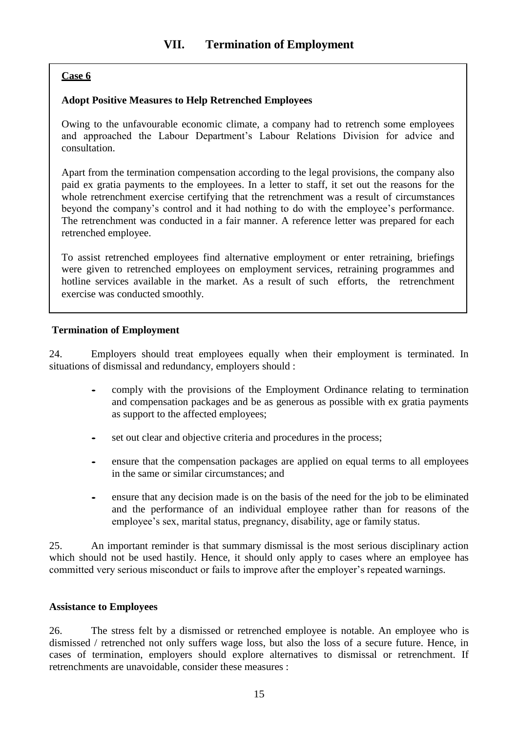## VII. Termination of Employment

**Case 6**

**Adopt Positive Measures to Help Retrenched Employees**

Owing to the unfavourable economic climate, a company had to retrench some employees and approached the Labour Department's Labour Relations Division for advice and consultation.

Apart from the termination compensation according to the legal provisions, the company also paid ex gratia payments to the employees. In a letter to staff, it set out the reasons for the whole retrenchment exercise certifying that the retrenchment was a result of circumstances beyond the company's control and it had nothing to do with the employee's performance. The retrenchment was conducted in a fair manner. A reference letter was prepared for each retrenched employee.

To assist retrenched employees find alternative employment or enter retraining, briefings were given to retrenched employees on employment services, retraining programmes and hotline services available in the market. As a result of such efforts, the retrenchment exercise was conducted smoothly.

### Termination of Employment

24. Employers should treat employees equally when their employment is terminated. In situations of dismissal and redundancy, employers should :

- comply with the provisions of the Employment Ordinance relating to termination and compensation packages and be as generous as possible with ex gratia payments as support to the affected employees;
- set out clear and objective criteria and procedures in the process;
- ensure that the compensation packages are applied on equal terms to all employees in the same or similar circumstances; and
- ensure that any decision made is on the basis of the need for the job to be eliminated and the performance of an individual employee rather than for reasons of the employee's sex, marital status, pregnancy, disability, age or family status.

25. An important reminder is that summary dismissal is the most serious disciplinary action which should not be used hastily. Hence, it should only apply to cases where an employee has committed very serious misconduct or fails to improve after the employer's repeated warnings.

### Assistance to Employees

26. The stress felt by a dismissed or retrenched employee is notable. An employee who is dismissed / retrenched not only suffers wage loss, but also the loss of a secure future. Hence, in cases of termination, employers should explore alternatives to dismissal or retrenchment. If retrenchments are unavoidable, consider these measures :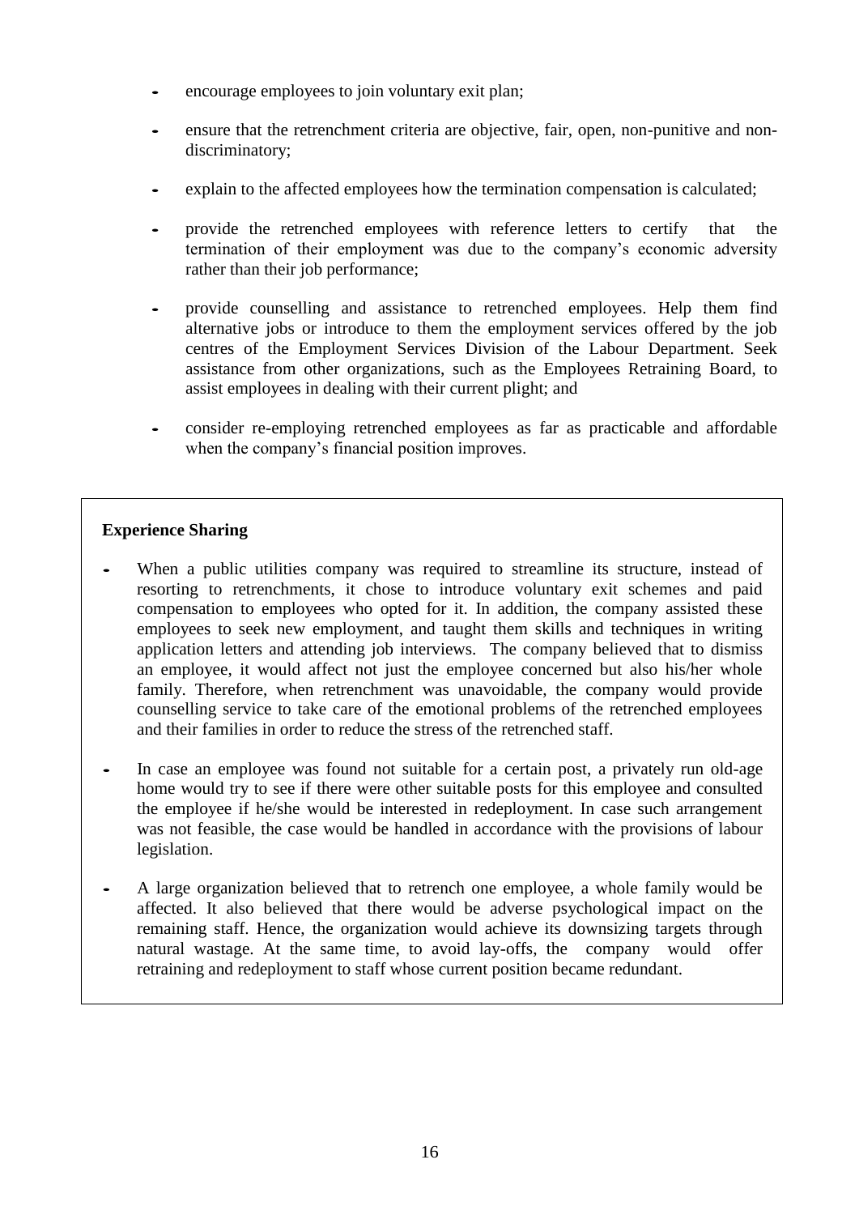- encourage employees to join voluntary exit plan;

- ensure that the retrenchment criteria are objective, fair, open, non-punitive and non-discriminatory;

- explain to the affected employees how the termination compensation is calculated;

- provide the retrenched employees with reference letters to certify that the termination of their employment was due to the company's economic adversity rather than their job performance;

- provide counselling and assistance to retrenched employees. Help them find alternative jobs or introduce to them the employment services offered by the job centres of the Employment Services Division of the Labour Department. Seek assistance from other organizations, such as the Employees Retraining Board, to assist employees in dealing with their current plight; and

- consider re-employing retrenched employees as far as practicable and affordable when the company's financial position improves.

**Experience Sharing**

- When a public utilities company was required to streamline its structure, instead of resorting to retrenchments, it chose to introduce voluntary exit schemes and paid compensation to employees who opted for it. In addition, the company assisted these employees to seek new employment, and taught them skills and techniques in writing application letters and attending job interviews. The company believed that to dismiss an employee, it would affect not just the employee concerned but also his/her whole family. Therefore, when retrenchment was unavoidable, the company would provide counselling service to take care of the emotional problems of the retrenched employees and their families in order to reduce the stress of the retrenched staff.

- In case an employee was found not suitable for a certain post, a privately run old-age home would try to see if there were other suitable posts for this employee and consulted the employee if he/she would be interested in redeployment. In case such arrangement was not feasible, the case would be handled in accordance with the provisions of labour legislation.

- A large organization believed that to retrench one employee, a whole family would be affected. It also believed that there would be adverse psychological impact on the remaining staff. Hence, the organization would achieve its downsizing targets through natural wastage. At the same time, to avoid lay-offs, the company would offer retraining and redeployment to staff whose current position became redundant.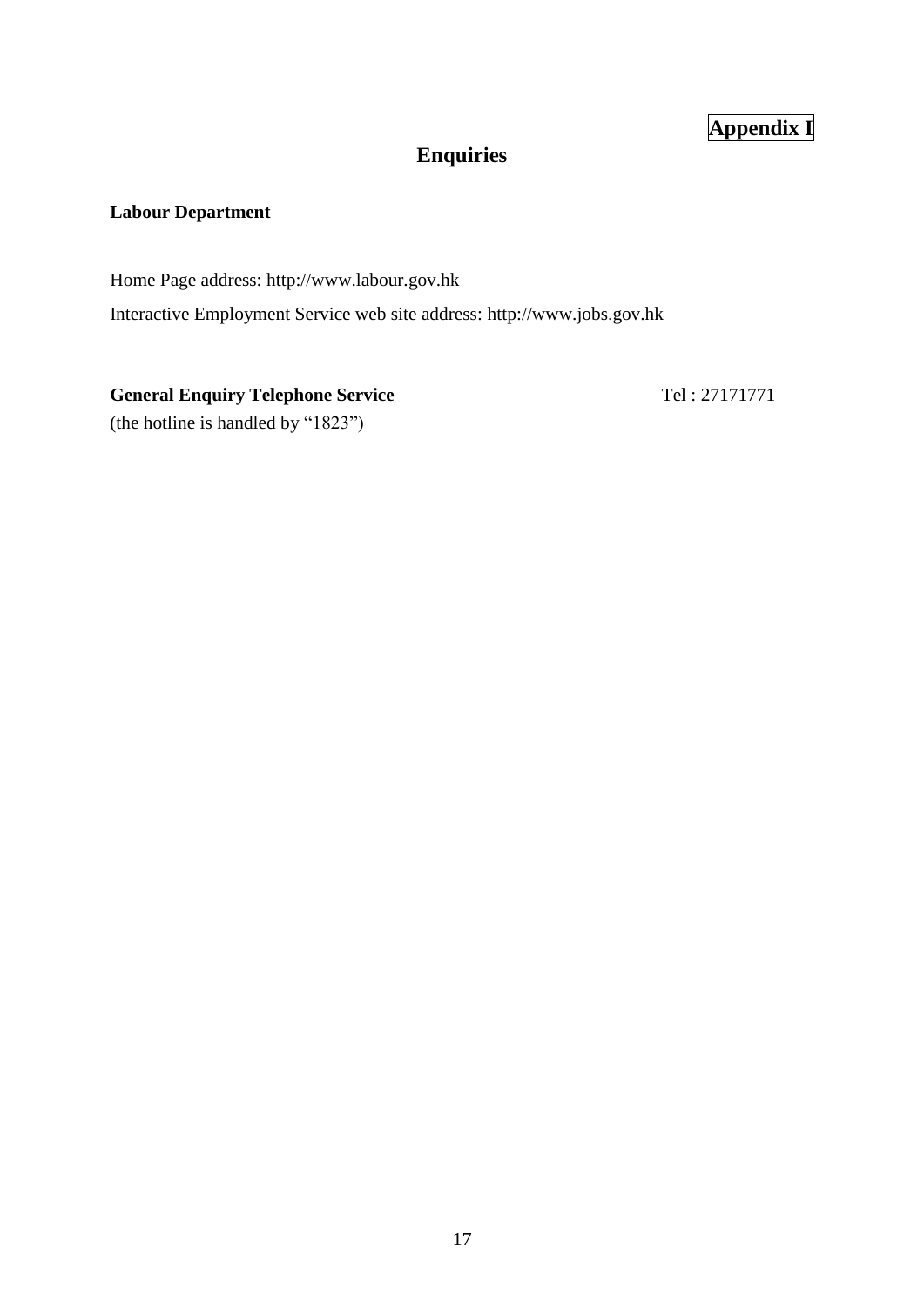**Appendix I**

# Enquiries

**Labour Department**

Home Page address: http://www.labour.gov.hk

Interactive Employment Service web site address: http://www.jobs.gov.hk

**General Enquiry Telephone Service** Tel : 27171771

(the hotline is handled by "1823")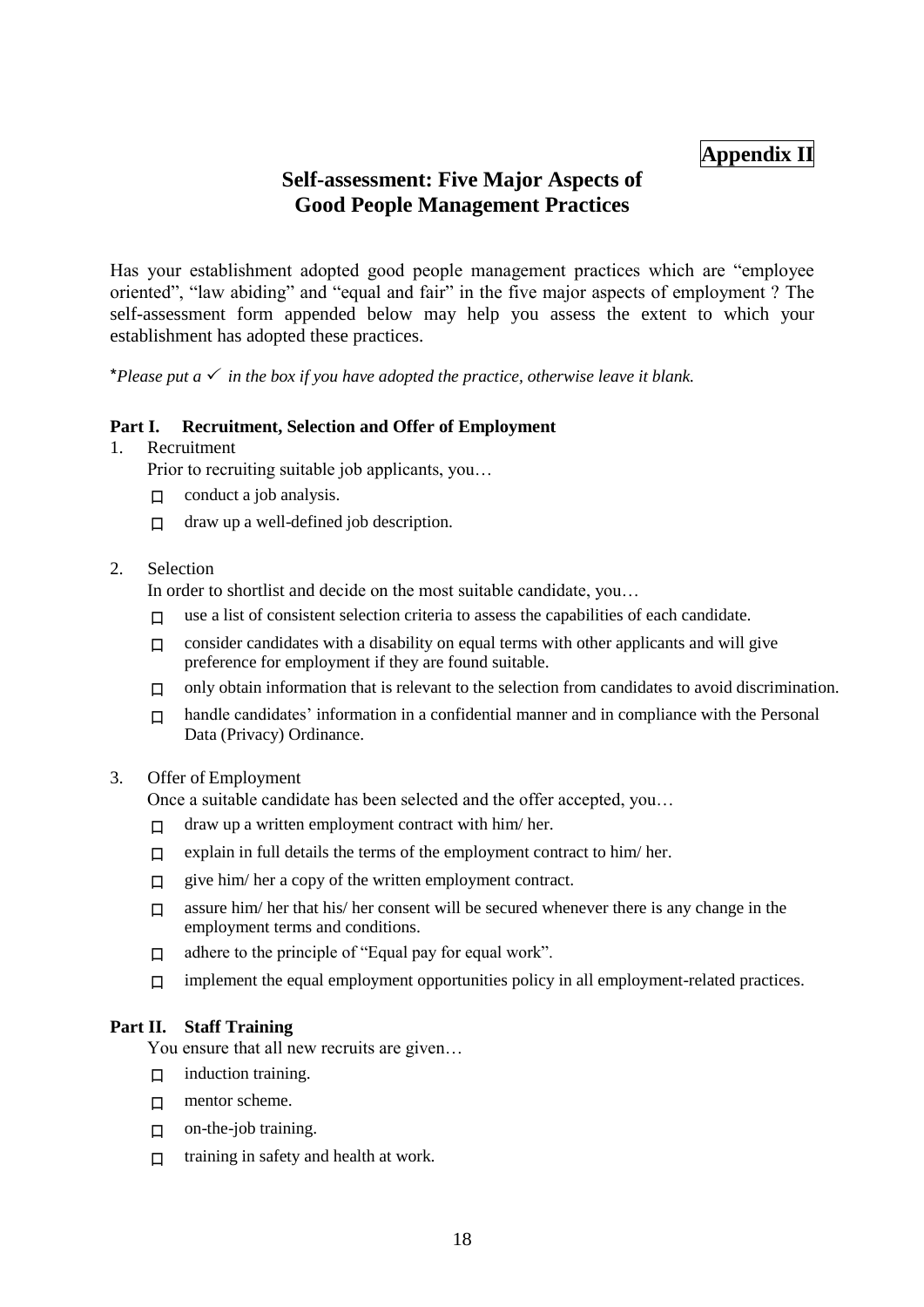**Appendix II**

# Self-assessment: Five Major Aspects of Good People Management Practices

Has your establishment adopted good people management practices which are "employee oriented", "law abiding" and "equal and fair" in the five major aspects of employment ? The self-assessment form appended below may help you assess the extent to which your establishment has adopted these practices.

*\*Please put a ✓ in the box if you have adopted the practice, otherwise leave it blank.*

## Part I. Recruitment, Selection and Offer of Employment

1. Recruitment

   Prior to recruiting suitable job applicants, you…

   - ☐ conduct a job analysis.
   - ☐ draw up a well-defined job description.

2. Selection

   In order to shortlist and decide on the most suitable candidate, you…

   - ☐ use a list of consistent selection criteria to assess the capabilities of each candidate.
   - ☐ consider candidates with a disability on equal terms with other applicants and will give preference for employment if they are found suitable.
   - ☐ only obtain information that is relevant to the selection from candidates to avoid discrimination.
   - ☐ handle candidates' information in a confidential manner and in compliance with the Personal Data (Privacy) Ordinance.

3. Offer of Employment

   Once a suitable candidate has been selected and the offer accepted, you…

   - ☐ draw up a written employment contract with him/ her.
   - ☐ explain in full details the terms of the employment contract to him/ her.
   - ☐ give him/ her a copy of the written employment contract.
   - ☐ assure him/ her that his/ her consent will be secured whenever there is any change in the employment terms and conditions.
   - ☐ adhere to the principle of "Equal pay for equal work".
   - ☐ implement the equal employment opportunities policy in all employment-related practices.

## Part II. Staff Training

You ensure that all new recruits are given…

- ☐ induction training.
- ☐ mentor scheme.
- ☐ on-the-job training.
- ☐ training in safety and health at work.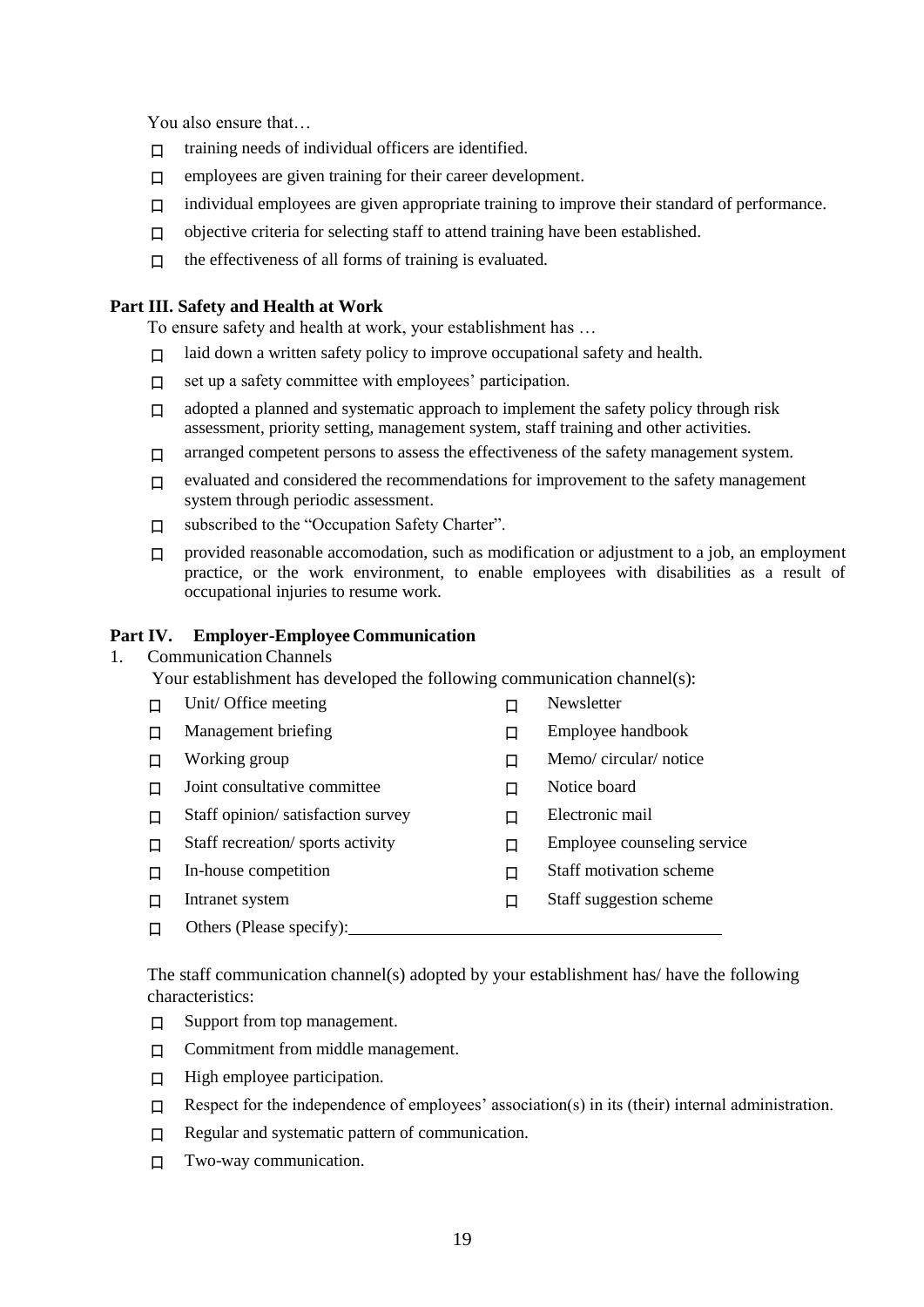You also ensure that…

- ☐ training needs of individual officers are identified.
- ☐ employees are given training for their career development.
- ☐ individual employees are given appropriate training to improve their standard of performance.
- ☐ objective criteria for selecting staff to attend training have been established.
- ☐ the effectiveness of all forms of training is evaluated.

## Part III. Safety and Health at Work

To ensure safety and health at work, your establishment has …

- ☐ laid down a written safety policy to improve occupational safety and health.
- ☐ set up a safety committee with employees' participation.
- ☐ adopted a planned and systematic approach to implement the safety policy through risk assessment, priority setting, management system, staff training and other activities.
- ☐ arranged competent persons to assess the effectiveness of the safety management system.
- ☐ evaluated and considered the recommendations for improvement to the safety management system through periodic assessment.
- ☐ subscribed to the "Occupation Safety Charter".
- ☐ provided reasonable accomodation, such as modification or adjustment to a job, an employment practice, or the work environment, to enable employees with disabilities as a result of occupational injuries to resume work.

## Part IV. Employer-Employee Communication

1. Communication Channels

Your establishment has developed the following communication channel(s):

- ☐ Unit/ Office meeting
- ☐ Management briefing
- ☐ Working group
- ☐ Joint consultative committee
- ☐ Staff opinion/ satisfaction survey
- ☐ Staff recreation/ sports activity
- ☐ In-house competition
- ☐ Intranet system
- ☐ Newsletter
- ☐ Employee handbook
- ☐ Memo/ circular/ notice
- ☐ Notice board
- ☐ Electronic mail
- ☐ Employee counseling service
- ☐ Staff motivation scheme
- ☐ Staff suggestion scheme
- ☐ Others (Please specify): ____________________

The staff communication channel(s) adopted by your establishment has/ have the following characteristics:

- ☐ Support from top management.
- ☐ Commitment from middle management.
- ☐ High employee participation.
- ☐ Respect for the independence of employees' association(s) in its (their) internal administration.
- ☐ Regular and systematic pattern of communication.
- ☐ Two-way communication.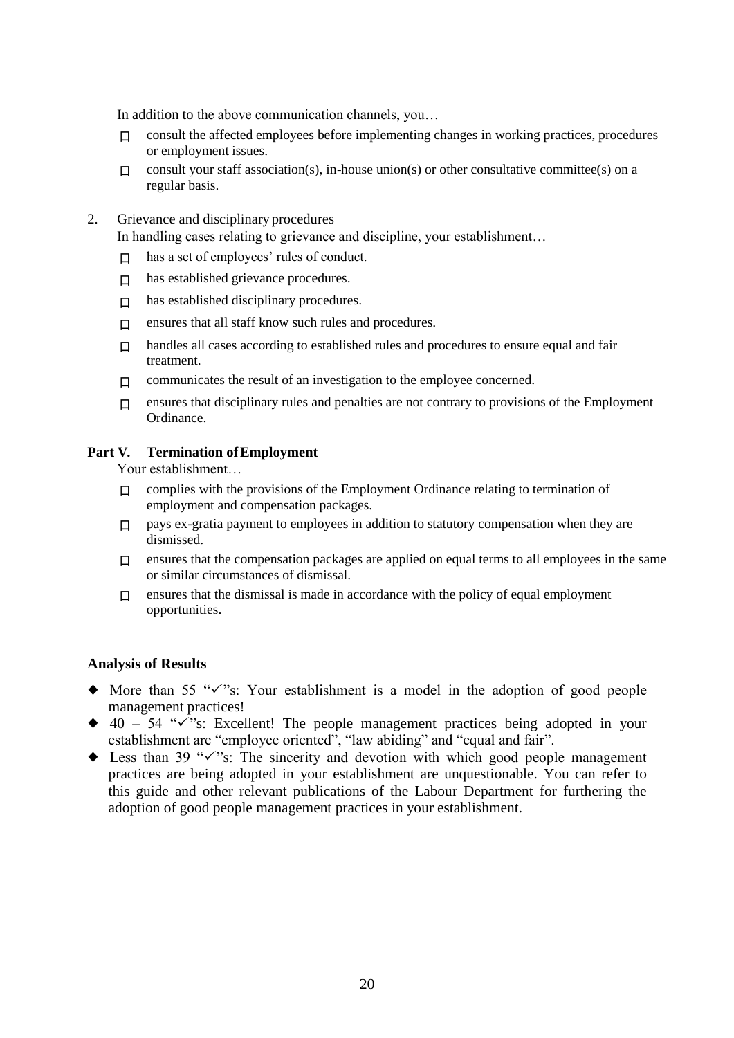In addition to the above communication channels, you…

- ☐ consult the affected employees before implementing changes in working practices, procedures or employment issues.
- ☐ consult your staff association(s), in-house union(s) or other consultative committee(s) on a regular basis.

2. Grievance and disciplinary procedures

   In handling cases relating to grievance and discipline, your establishment…

   - ☐ has a set of employees' rules of conduct.
   - ☐ has established grievance procedures.
   - ☐ has established disciplinary procedures.
   - ☐ ensures that all staff know such rules and procedures.
   - ☐ handles all cases according to established rules and procedures to ensure equal and fair treatment.
   - ☐ communicates the result of an investigation to the employee concerned.
   - ☐ ensures that disciplinary rules and penalties are not contrary to provisions of the Employment Ordinance.

**Part V. Termination of Employment**

Your establishment…

- ☐ complies with the provisions of the Employment Ordinance relating to termination of employment and compensation packages.
- ☐ pays ex-gratia payment to employees in addition to statutory compensation when they are dismissed.
- ☐ ensures that the compensation packages are applied on equal terms to all employees in the same or similar circumstances of dismissal.
- ☐ ensures that the dismissal is made in accordance with the policy of equal employment opportunities.

**Analysis of Results**

- ◆ More than 55 "✓"s: Your establishment is a model in the adoption of good people management practices!
- ◆ 40 – 54 "✓"s: Excellent! The people management practices being adopted in your establishment are "employee oriented", "law abiding" and "equal and fair".
- ◆ Less than 39 "✓"s: The sincerity and devotion with which good people management practices are being adopted in your establishment are unquestionable. You can refer to this guide and other relevant publications of the Labour Department for furthering the adoption of good people management practices in your establishment.